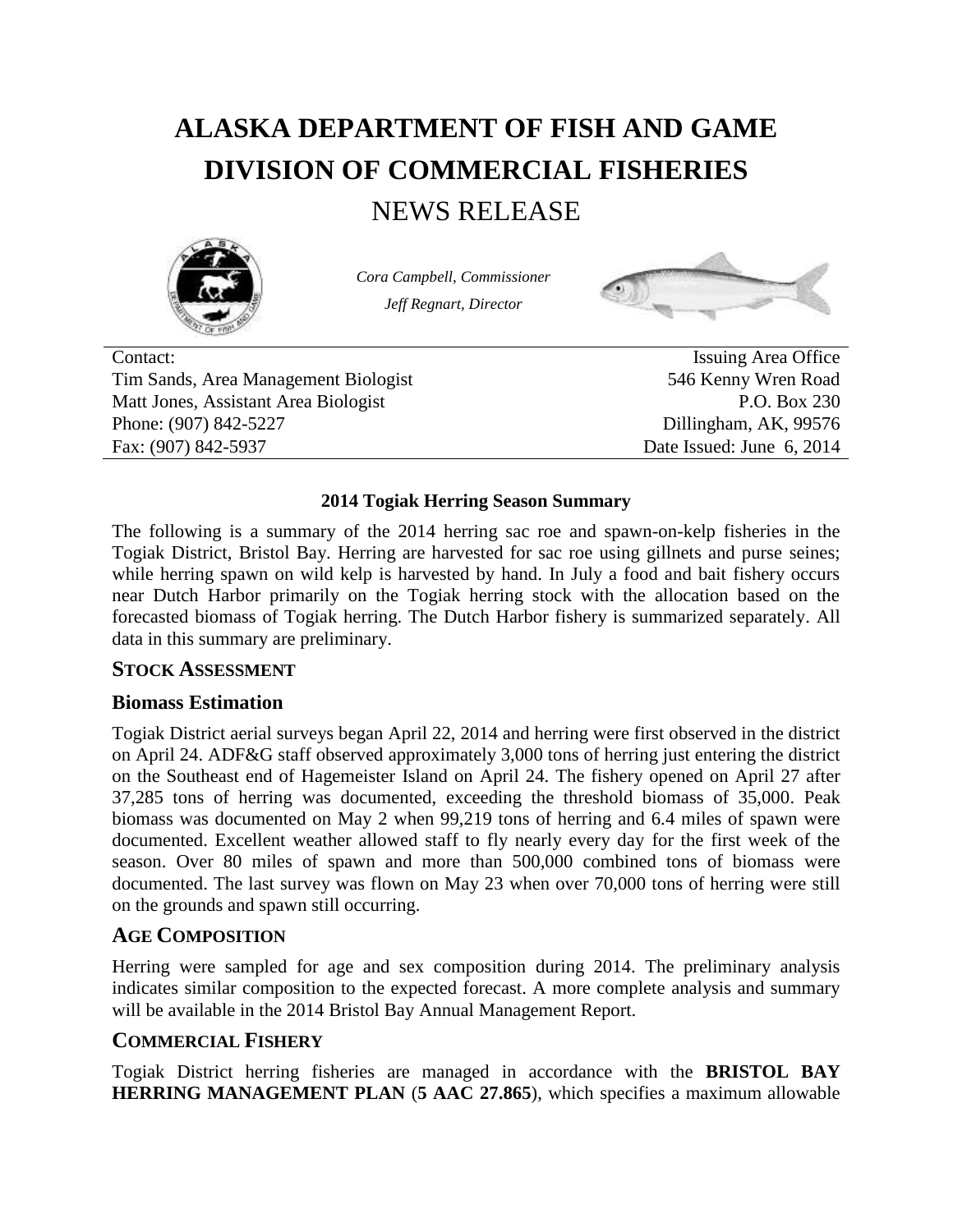# ALASKA DEPARTMENT OF FISH AND GAME
# DIVISION OF COMMERCIAL FISHERIES
## NEWS RELEASE

*Cora Campbell, Commissioner*
*Jeff Regnart, Director*

| Contact: | Issuing Area Office |
|---|---|
| Tim Sands, Area Management Biologist | 546 Kenny Wren Road |
| Matt Jones, Assistant Area Biologist | P.O. Box 230 |
| Phone: (907) 842-5227 | Dillingham, AK, 99576 |
| Fax: (907) 842-5937 | Date Issued: June 6, 2014 |

**2014 Togiak Herring Season Summary**

The following is a summary of the 2014 herring sac roe and spawn-on-kelp fisheries in the Togiak District, Bristol Bay. Herring are harvested for sac roe using gillnets and purse seines; while herring spawn on wild kelp is harvested by hand. In July a food and bait fishery occurs near Dutch Harbor primarily on the Togiak herring stock with the allocation based on the forecasted biomass of Togiak herring. The Dutch Harbor fishery is summarized separately. All data in this summary are preliminary.

## STOCK ASSESSMENT

### Biomass Estimation

Togiak District aerial surveys began April 22, 2014 and herring were first observed in the district on April 24. ADF&G staff observed approximately 3,000 tons of herring just entering the district on the Southeast end of Hagemeister Island on April 24. The fishery opened on April 27 after 37,285 tons of herring was documented, exceeding the threshold biomass of 35,000. Peak biomass was documented on May 2 when 99,219 tons of herring and 6.4 miles of spawn were documented. Excellent weather allowed staff to fly nearly every day for the first week of the season. Over 80 miles of spawn and more than 500,000 combined tons of biomass were documented. The last survey was flown on May 23 when over 70,000 tons of herring were still on the grounds and spawn still occurring.

## AGE COMPOSITION

Herring were sampled for age and sex composition during 2014. The preliminary analysis indicates similar composition to the expected forecast. A more complete analysis and summary will be available in the 2014 Bristol Bay Annual Management Report.

## COMMERCIAL FISHERY

Togiak District herring fisheries are managed in accordance with the **BRISTOL BAY HERRING MANAGEMENT PLAN** (**5 AAC 27.865**), which specifies a maximum allowable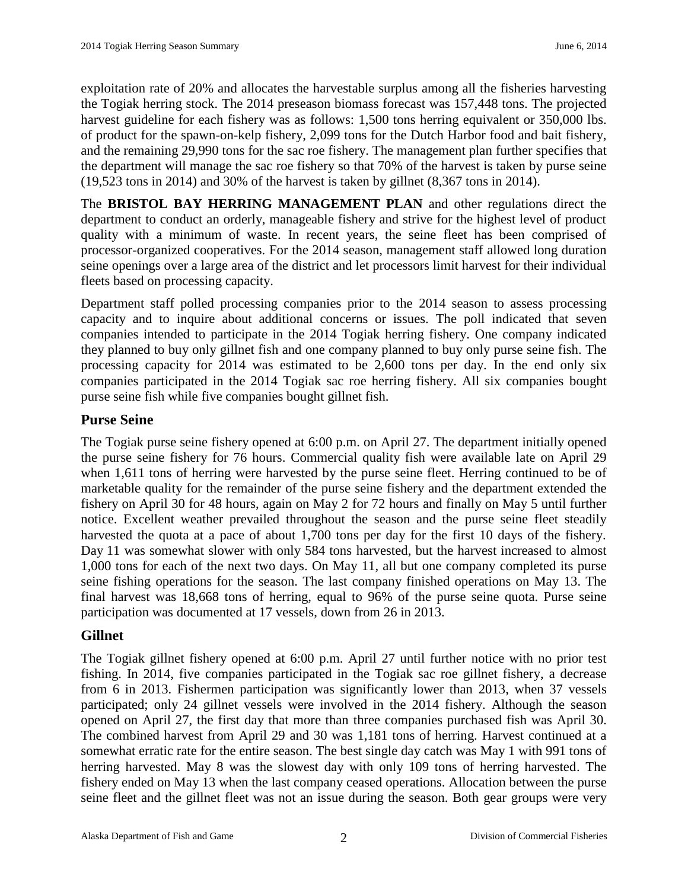exploitation rate of 20% and allocates the harvestable surplus among all the fisheries harvesting the Togiak herring stock. The 2014 preseason biomass forecast was 157,448 tons. The projected harvest guideline for each fishery was as follows: 1,500 tons herring equivalent or 350,000 lbs. of product for the spawn-on-kelp fishery, 2,099 tons for the Dutch Harbor food and bait fishery, and the remaining 29,990 tons for the sac roe fishery. The management plan further specifies that the department will manage the sac roe fishery so that 70% of the harvest is taken by purse seine (19,523 tons in 2014) and 30% of the harvest is taken by gillnet (8,367 tons in 2014).

The **BRISTOL BAY HERRING MANAGEMENT PLAN** and other regulations direct the department to conduct an orderly, manageable fishery and strive for the highest level of product quality with a minimum of waste. In recent years, the seine fleet has been comprised of processor-organized cooperatives. For the 2014 season, management staff allowed long duration seine openings over a large area of the district and let processors limit harvest for their individual fleets based on processing capacity.

Department staff polled processing companies prior to the 2014 season to assess processing capacity and to inquire about additional concerns or issues. The poll indicated that seven companies intended to participate in the 2014 Togiak herring fishery. One company indicated they planned to buy only gillnet fish and one company planned to buy only purse seine fish. The processing capacity for 2014 was estimated to be 2,600 tons per day. In the end only six companies participated in the 2014 Togiak sac roe herring fishery. All six companies bought purse seine fish while five companies bought gillnet fish.

## Purse Seine

The Togiak purse seine fishery opened at 6:00 p.m. on April 27. The department initially opened the purse seine fishery for 76 hours. Commercial quality fish were available late on April 29 when 1,611 tons of herring were harvested by the purse seine fleet. Herring continued to be of marketable quality for the remainder of the purse seine fishery and the department extended the fishery on April 30 for 48 hours, again on May 2 for 72 hours and finally on May 5 until further notice. Excellent weather prevailed throughout the season and the purse seine fleet steadily harvested the quota at a pace of about 1,700 tons per day for the first 10 days of the fishery. Day 11 was somewhat slower with only 584 tons harvested, but the harvest increased to almost 1,000 tons for each of the next two days. On May 11, all but one company completed its purse seine fishing operations for the season. The last company finished operations on May 13. The final harvest was 18,668 tons of herring, equal to 96% of the purse seine quota. Purse seine participation was documented at 17 vessels, down from 26 in 2013.

## Gillnet

The Togiak gillnet fishery opened at 6:00 p.m. April 27 until further notice with no prior test fishing. In 2014, five companies participated in the Togiak sac roe gillnet fishery, a decrease from 6 in 2013. Fishermen participation was significantly lower than 2013, when 37 vessels participated; only 24 gillnet vessels were involved in the 2014 fishery. Although the season opened on April 27, the first day that more than three companies purchased fish was April 30. The combined harvest from April 29 and 30 was 1,181 tons of herring. Harvest continued at a somewhat erratic rate for the entire season. The best single day catch was May 1 with 991 tons of herring harvested. May 8 was the slowest day with only 109 tons of herring harvested. The fishery ended on May 13 when the last company ceased operations. Allocation between the purse seine fleet and the gillnet fleet was not an issue during the season. Both gear groups were very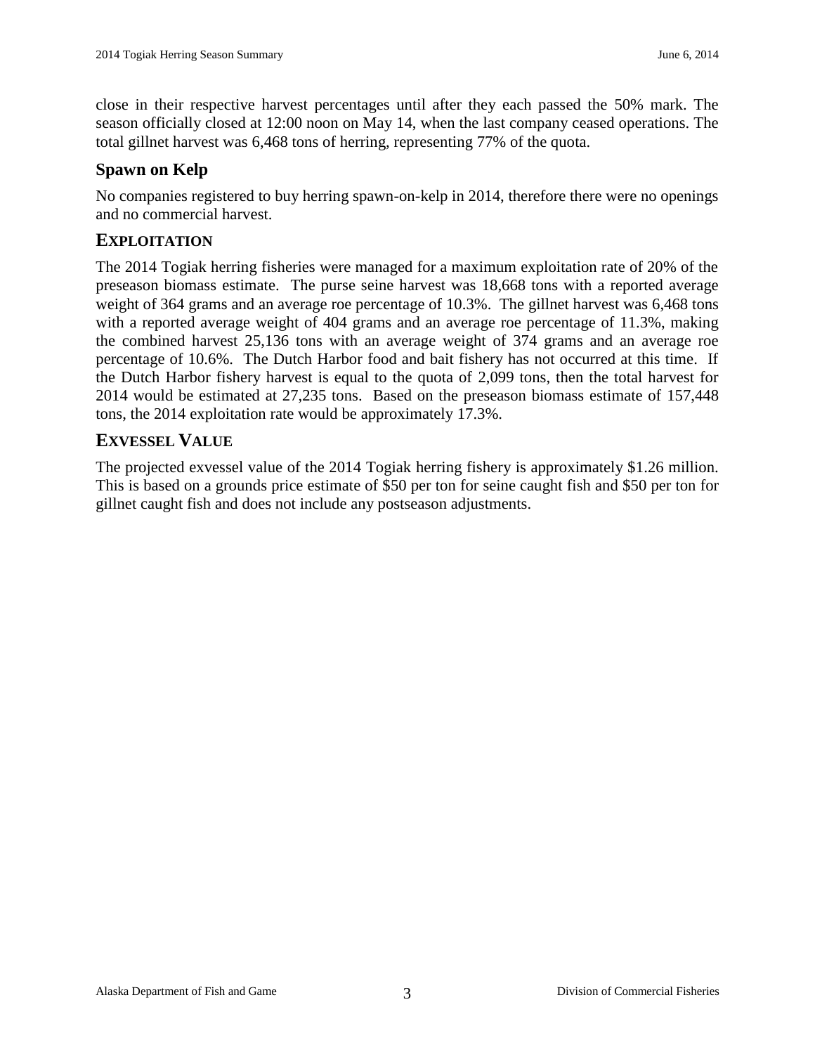close in their respective harvest percentages until after they each passed the 50% mark. The season officially closed at 12:00 noon on May 14, when the last company ceased operations. The total gillnet harvest was 6,468 tons of herring, representing 77% of the quota.

### Spawn on Kelp

No companies registered to buy herring spawn-on-kelp in 2014, therefore there were no openings and no commercial harvest.

## EXPLOITATION

The 2014 Togiak herring fisheries were managed for a maximum exploitation rate of 20% of the preseason biomass estimate. The purse seine harvest was 18,668 tons with a reported average weight of 364 grams and an average roe percentage of 10.3%. The gillnet harvest was 6,468 tons with a reported average weight of 404 grams and an average roe percentage of 11.3%, making the combined harvest 25,136 tons with an average weight of 374 grams and an average roe percentage of 10.6%. The Dutch Harbor food and bait fishery has not occurred at this time. If the Dutch Harbor fishery harvest is equal to the quota of 2,099 tons, then the total harvest for 2014 would be estimated at 27,235 tons. Based on the preseason biomass estimate of 157,448 tons, the 2014 exploitation rate would be approximately 17.3%.

## EXVESSEL VALUE

The projected exvessel value of the 2014 Togiak herring fishery is approximately $1.26 million. This is based on a grounds price estimate of $50 per ton for seine caught fish and $50 per ton for gillnet caught fish and does not include any postseason adjustments.